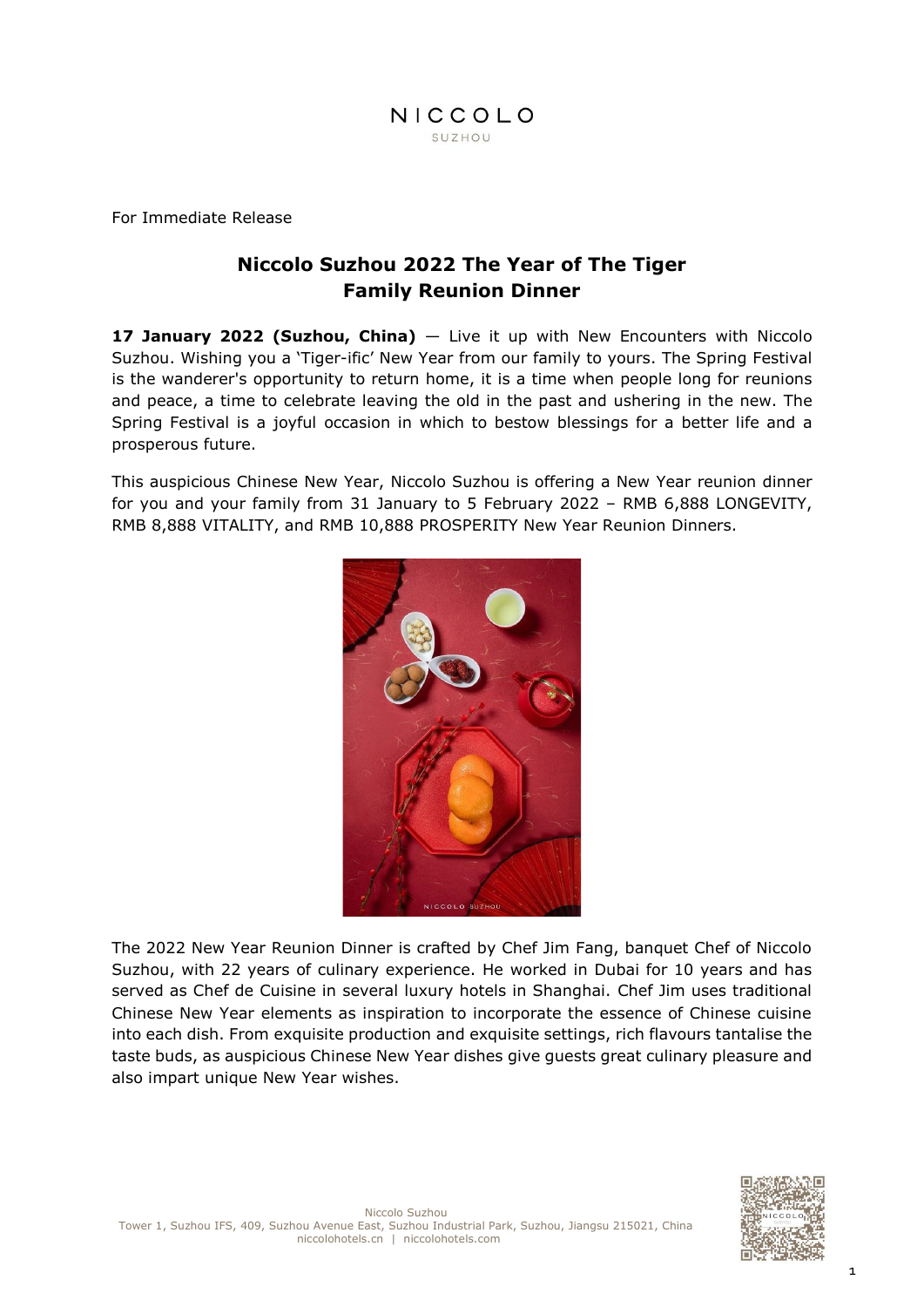NICCOLO
SUZHOU

For Immediate Release

# Niccolo Suzhou 2022 The Year of The Tiger Family Reunion Dinner

**17 January 2022 (Suzhou, China)** — Live it up with New Encounters with Niccolo Suzhou. Wishing you a 'Tiger-ific' New Year from our family to yours. The Spring Festival is the wanderer's opportunity to return home, it is a time when people long for reunions and peace, a time to celebrate leaving the old in the past and ushering in the new. The Spring Festival is a joyful occasion in which to bestow blessings for a better life and a prosperous future.

This auspicious Chinese New Year, Niccolo Suzhou is offering a New Year reunion dinner for you and your family from 31 January to 5 February 2022 – RMB 6,888 LONGEVITY, RMB 8,888 VITALITY, and RMB 10,888 PROSPERITY New Year Reunion Dinners.

The 2022 New Year Reunion Dinner is crafted by Chef Jim Fang, banquet Chef of Niccolo Suzhou, with 22 years of culinary experience. He worked in Dubai for 10 years and has served as Chef de Cuisine in several luxury hotels in Shanghai. Chef Jim uses traditional Chinese New Year elements as inspiration to incorporate the essence of Chinese cuisine into each dish. From exquisite production and exquisite settings, rich flavours tantalise the taste buds, as auspicious Chinese New Year dishes give guests great culinary pleasure and also impart unique New Year wishes.

Niccolo Suzhou
Tower 1, Suzhou IFS, 409, Suzhou Avenue East, Suzhou Industrial Park, Suzhou, Jiangsu 215021, China
niccolohotels.cn | niccolohotels.com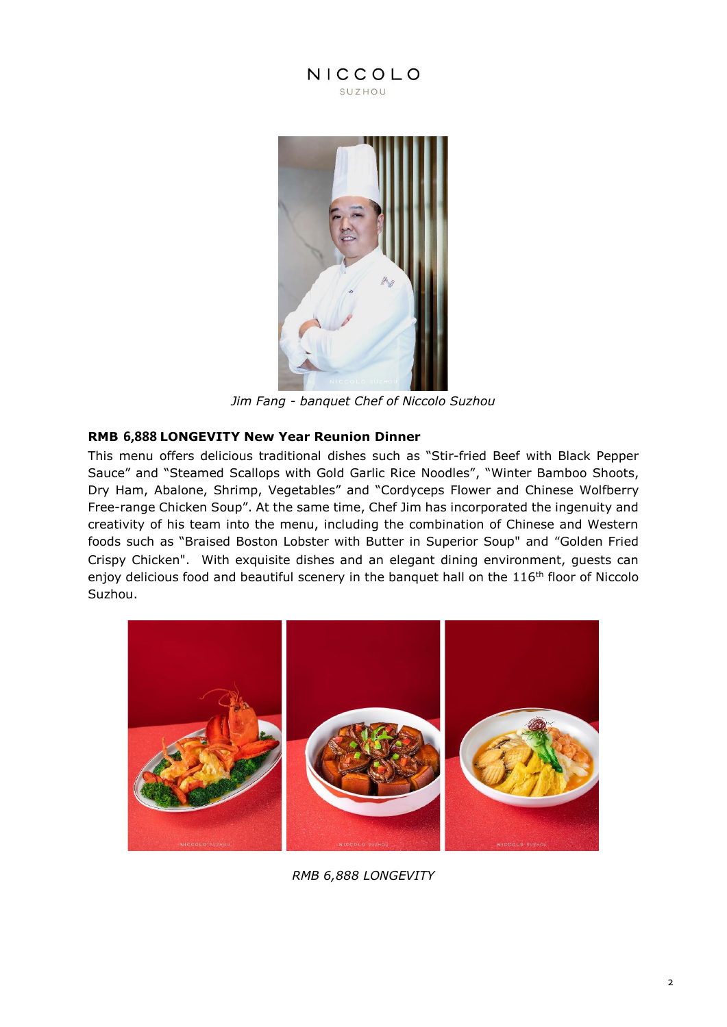*Jim Fang - banquet Chef of Niccolo Suzhou*

**RMB 6,888 LONGEVITY New Year Reunion Dinner**

This menu offers delicious traditional dishes such as "Stir-fried Beef with Black Pepper Sauce" and "Steamed Scallops with Gold Garlic Rice Noodles", "Winter Bamboo Shoots, Dry Ham, Abalone, Shrimp, Vegetables" and "Cordyceps Flower and Chinese Wolfberry Free-range Chicken Soup". At the same time, Chef Jim has incorporated the ingenuity and creativity of his team into the menu, including the combination of Chinese and Western foods such as "Braised Boston Lobster with Butter in Superior Soup" and "Golden Fried Crispy Chicken". With exquisite dishes and an elegant dining environment, guests can enjoy delicious food and beautiful scenery in the banquet hall on the 116th floor of Niccolo Suzhou.

*RMB 6,888 LONGEVITY*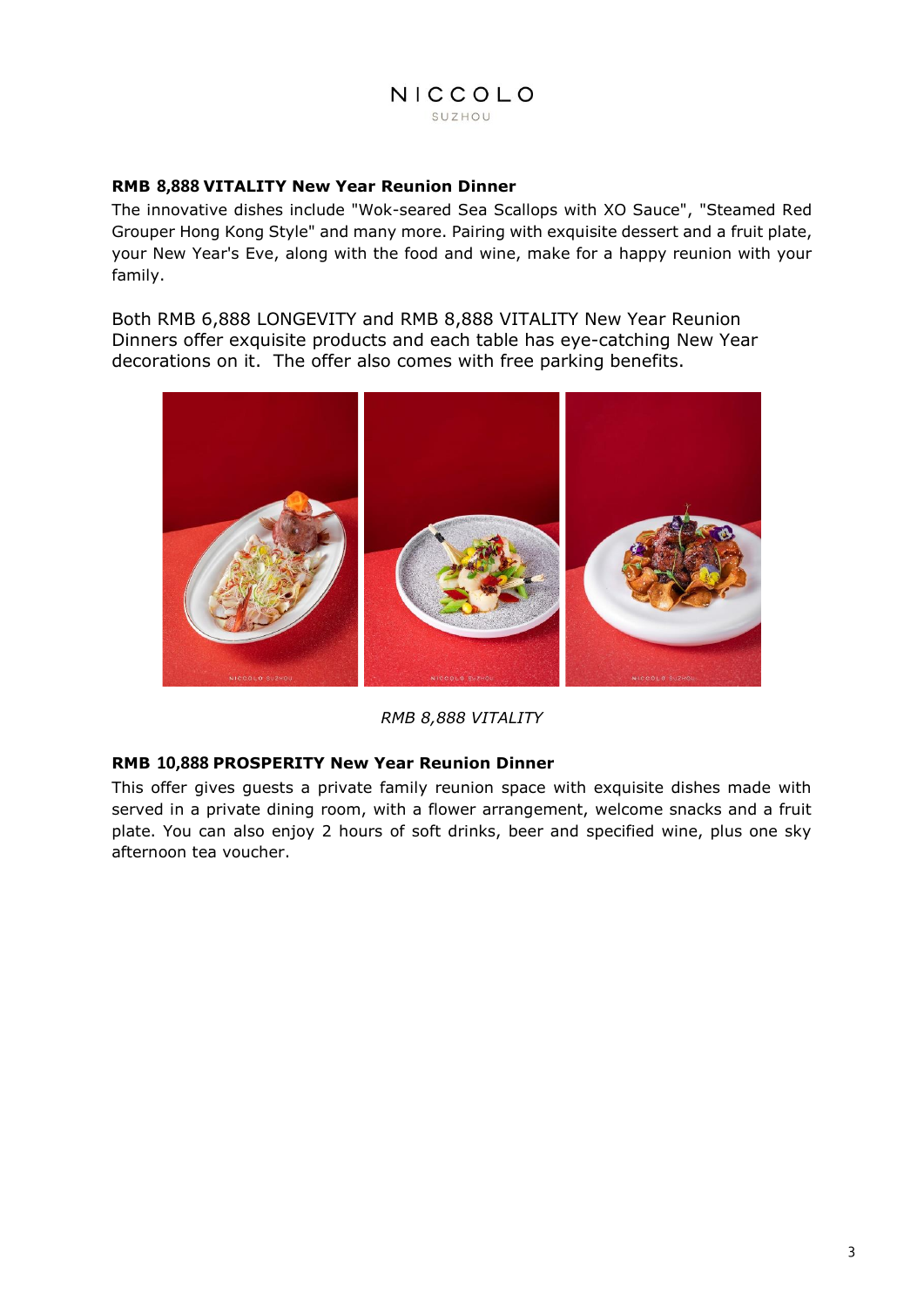**RMB 8,888 VITALITY New Year Reunion Dinner**

The innovative dishes include "Wok-seared Sea Scallops with XO Sauce", "Steamed Red Grouper Hong Kong Style" and many more. Pairing with exquisite dessert and a fruit plate, your New Year's Eve, along with the food and wine, make for a happy reunion with your family.

Both RMB 6,888 LONGEVITY and RMB 8,888 VITALITY New Year Reunion Dinners offer exquisite products and each table has eye-catching New Year decorations on it. The offer also comes with free parking benefits.

*RMB 8,888 VITALITY*

**RMB 10,888 PROSPERITY New Year Reunion Dinner**

This offer gives guests a private family reunion space with exquisite dishes made with served in a private dining room, with a flower arrangement, welcome snacks and a fruit plate. You can also enjoy 2 hours of soft drinks, beer and specified wine, plus one sky afternoon tea voucher.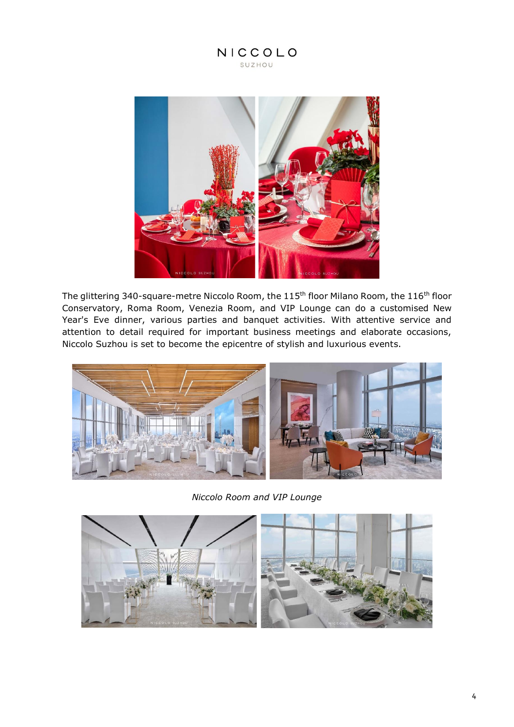The glittering 340-square-metre Niccolo Room, the 115th floor Milano Room, the 116th floor Conservatory, Roma Room, Venezia Room, and VIP Lounge can do a customised New Year's Eve dinner, various parties and banquet activities. With attentive service and attention to detail required for important business meetings and elaborate occasions, Niccolo Suzhou is set to become the epicentre of stylish and luxurious events.

*Niccolo Room and VIP Lounge*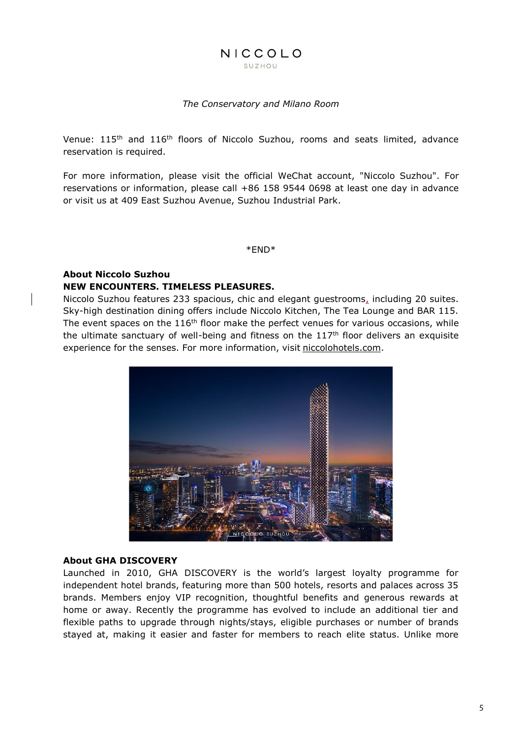*The Conservatory and Milano Room*

Venue: 115th and 116th floors of Niccolo Suzhou, rooms and seats limited, advance reservation is required.

For more information, please visit the official WeChat account, "Niccolo Suzhou". For reservations or information, please call +86 158 9544 0698 at least one day in advance or visit us at 409 East Suzhou Avenue, Suzhou Industrial Park.

*END*

**About Niccolo Suzhou**

**NEW ENCOUNTERS. TIMELESS PLEASURES.**

Niccolo Suzhou features 233 spacious, chic and elegant guestrooms, including 20 suites. Sky-high destination dining offers include Niccolo Kitchen, The Tea Lounge and BAR 115. The event spaces on the 116th floor make the perfect venues for various occasions, while the ultimate sanctuary of well-being and fitness on the 117th floor delivers an exquisite experience for the senses. For more information, visit niccolohotels.com.

**About GHA DISCOVERY**

Launched in 2010, GHA DISCOVERY is the world's largest loyalty programme for independent hotel brands, featuring more than 500 hotels, resorts and palaces across 35 brands. Members enjoy VIP recognition, thoughtful benefits and generous rewards at home or away. Recently the programme has evolved to include an additional tier and flexible paths to upgrade through nights/stays, eligible purchases or number of brands stayed at, making it easier and faster for members to reach elite status. Unlike more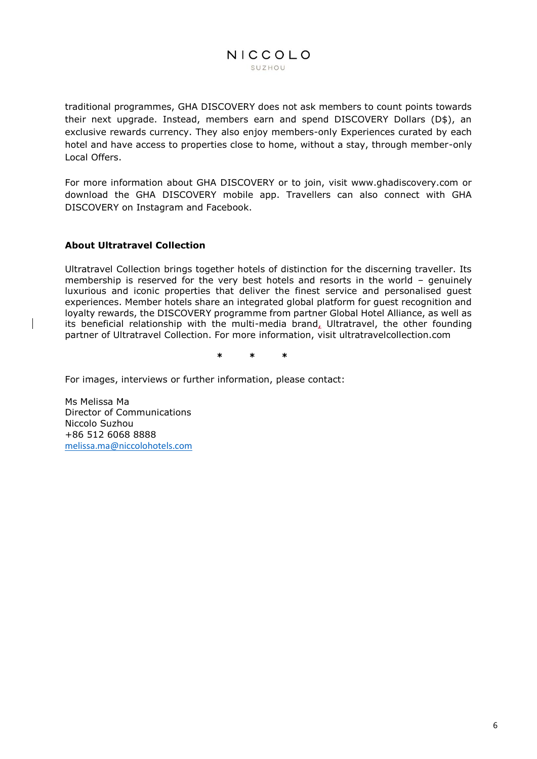traditional programmes, GHA DISCOVERY does not ask members to count points towards their next upgrade. Instead, members earn and spend DISCOVERY Dollars (D$), an exclusive rewards currency. They also enjoy members-only Experiences curated by each hotel and have access to properties close to home, without a stay, through member-only Local Offers.

For more information about GHA DISCOVERY or to join, visit www.ghadiscovery.com or download the GHA DISCOVERY mobile app. Travellers can also connect with GHA DISCOVERY on Instagram and Facebook.

**About Ultratravel Collection**

Ultratravel Collection brings together hotels of distinction for the discerning traveller. Its membership is reserved for the very best hotels and resorts in the world – genuinely luxurious and iconic properties that deliver the finest service and personalised guest experiences. Member hotels share an integrated global platform for guest recognition and loyalty rewards, the DISCOVERY programme from partner Global Hotel Alliance, as well as its beneficial relationship with the multi-media brand, Ultratravel, the other founding partner of Ultratravel Collection. For more information, visit ultratravelcollection.com

\* \* \*

For images, interviews or further information, please contact:

Ms Melissa Ma  
Director of Communications  
Niccolo Suzhou  
+86 512 6068 8888  
melissa.ma@niccolohotels.com